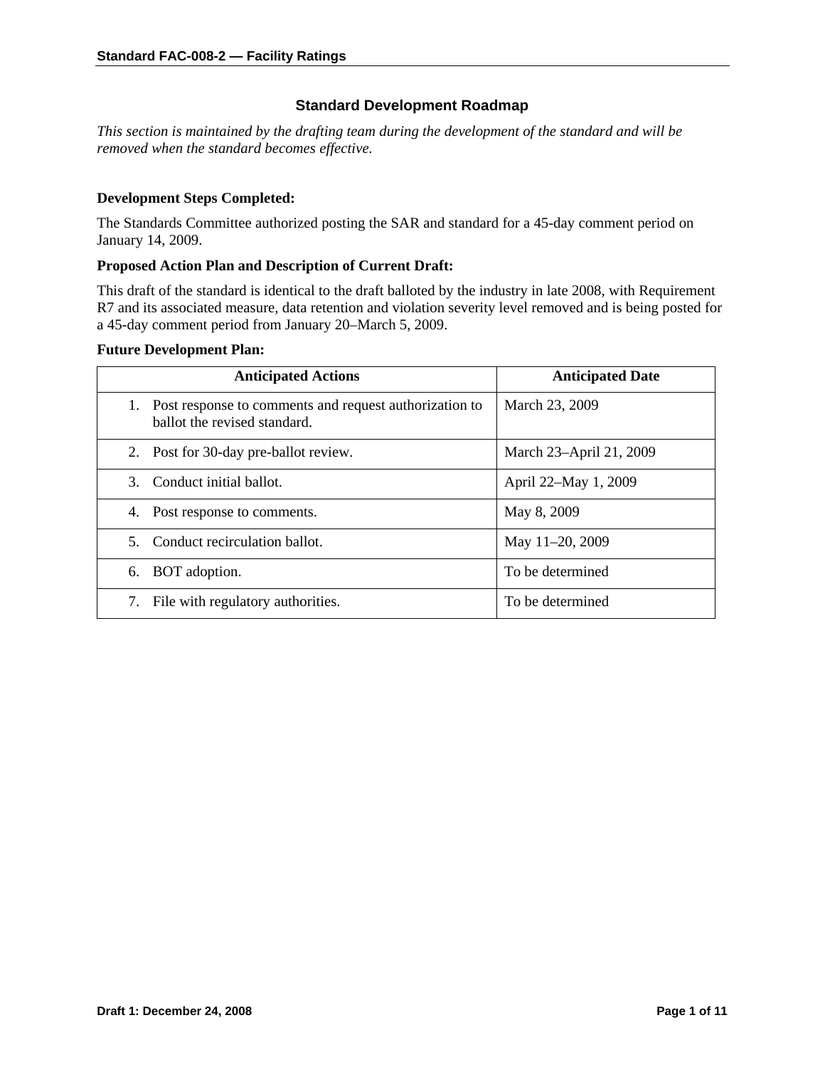## Standard Development Roadmap

*This section is maintained by the drafting team during the development of the standard and will be removed when the standard becomes effective.*

**Development Steps Completed:**

The Standards Committee authorized posting the SAR and standard for a 45-day comment period on January 14, 2009.

**Proposed Action Plan and Description of Current Draft:**

This draft of the standard is identical to the draft balloted by the industry in late 2008, with Requirement R7 and its associated measure, data retention and violation severity level removed and is being posted for a 45-day comment period from January 20–March 5, 2009.

**Future Development Plan:**

| Anticipated Actions | Anticipated Date |
|---|---|
| 1. Post response to comments and request authorization to ballot the revised standard. | March 23, 2009 |
| 2. Post for 30-day pre-ballot review. | March 23–April 21, 2009 |
| 3. Conduct initial ballot. | April 22–May 1, 2009 |
| 4. Post response to comments. | May 8, 2009 |
| 5. Conduct recirculation ballot. | May 11–20, 2009 |
| 6. BOT adoption. | To be determined |
| 7. File with regulatory authorities. | To be determined |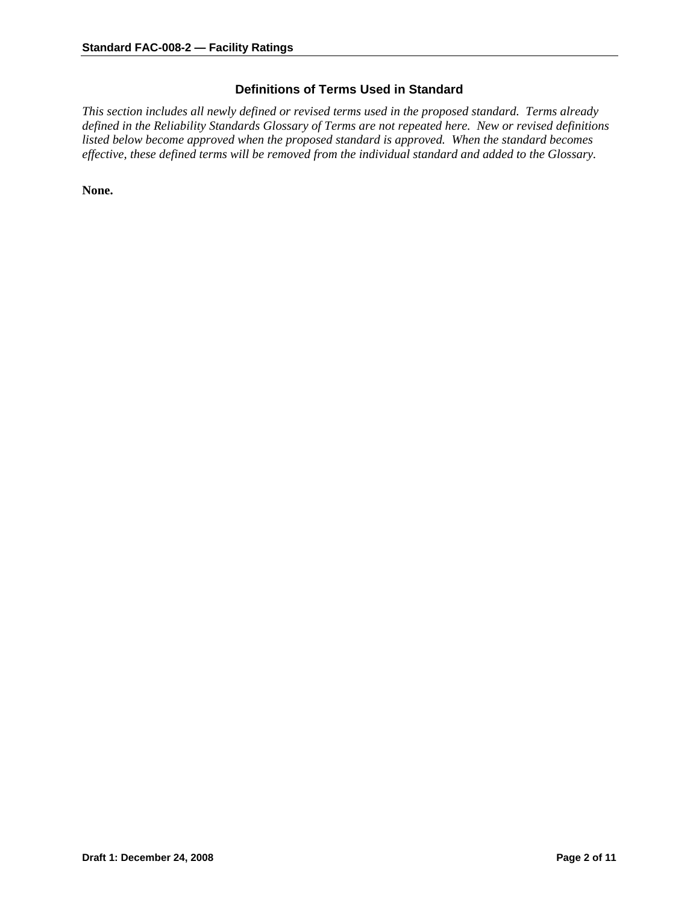## Definitions of Terms Used in Standard

*This section includes all newly defined or revised terms used in the proposed standard. Terms already defined in the Reliability Standards Glossary of Terms are not repeated here. New or revised definitions listed below become approved when the proposed standard is approved. When the standard becomes effective, these defined terms will be removed from the individual standard and added to the Glossary.*

**None.**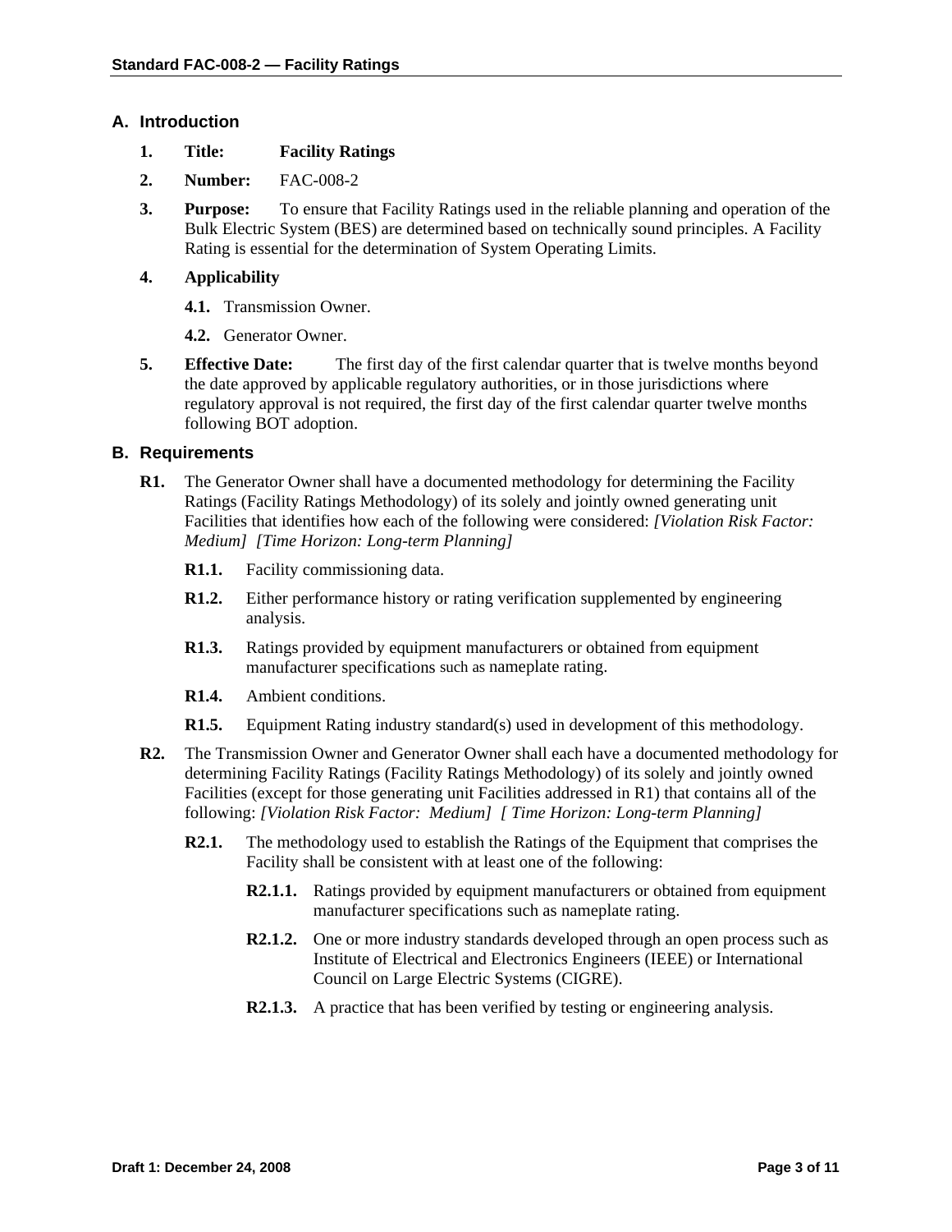## A. Introduction

1. **Title:** **Facility Ratings**

2. **Number:** FAC-008-2

3. **Purpose:** To ensure that Facility Ratings used in the reliable planning and operation of the Bulk Electric System (BES) are determined based on technically sound principles. A Facility Rating is essential for the determination of System Operating Limits.

4. **Applicability**

   **4.1.** Transmission Owner.

   **4.2.** Generator Owner.

5. **Effective Date:** The first day of the first calendar quarter that is twelve months beyond the date approved by applicable regulatory authorities, or in those jurisdictions where regulatory approval is not required, the first day of the first calendar quarter twelve months following BOT adoption.

## B. Requirements

**R1.** The Generator Owner shall have a documented methodology for determining the Facility Ratings (Facility Ratings Methodology) of its solely and jointly owned generating unit Facilities that identifies how each of the following were considered: *[Violation Risk Factor: Medium] [Time Horizon: Long-term Planning]*

**R1.1.** Facility commissioning data.

**R1.2.** Either performance history or rating verification supplemented by engineering analysis.

**R1.3.** Ratings provided by equipment manufacturers or obtained from equipment manufacturer specifications such as nameplate rating.

**R1.4.** Ambient conditions.

**R1.5.** Equipment Rating industry standard(s) used in development of this methodology.

**R2.** The Transmission Owner and Generator Owner shall each have a documented methodology for determining Facility Ratings (Facility Ratings Methodology) of its solely and jointly owned Facilities (except for those generating unit Facilities addressed in R1) that contains all of the following: *[Violation Risk Factor: Medium] [ Time Horizon: Long-term Planning]*

**R2.1.** The methodology used to establish the Ratings of the Equipment that comprises the Facility shall be consistent with at least one of the following:

**R2.1.1.** Ratings provided by equipment manufacturers or obtained from equipment manufacturer specifications such as nameplate rating.

**R2.1.2.** One or more industry standards developed through an open process such as Institute of Electrical and Electronics Engineers (IEEE) or International Council on Large Electric Systems (CIGRE).

**R2.1.3.** A practice that has been verified by testing or engineering analysis.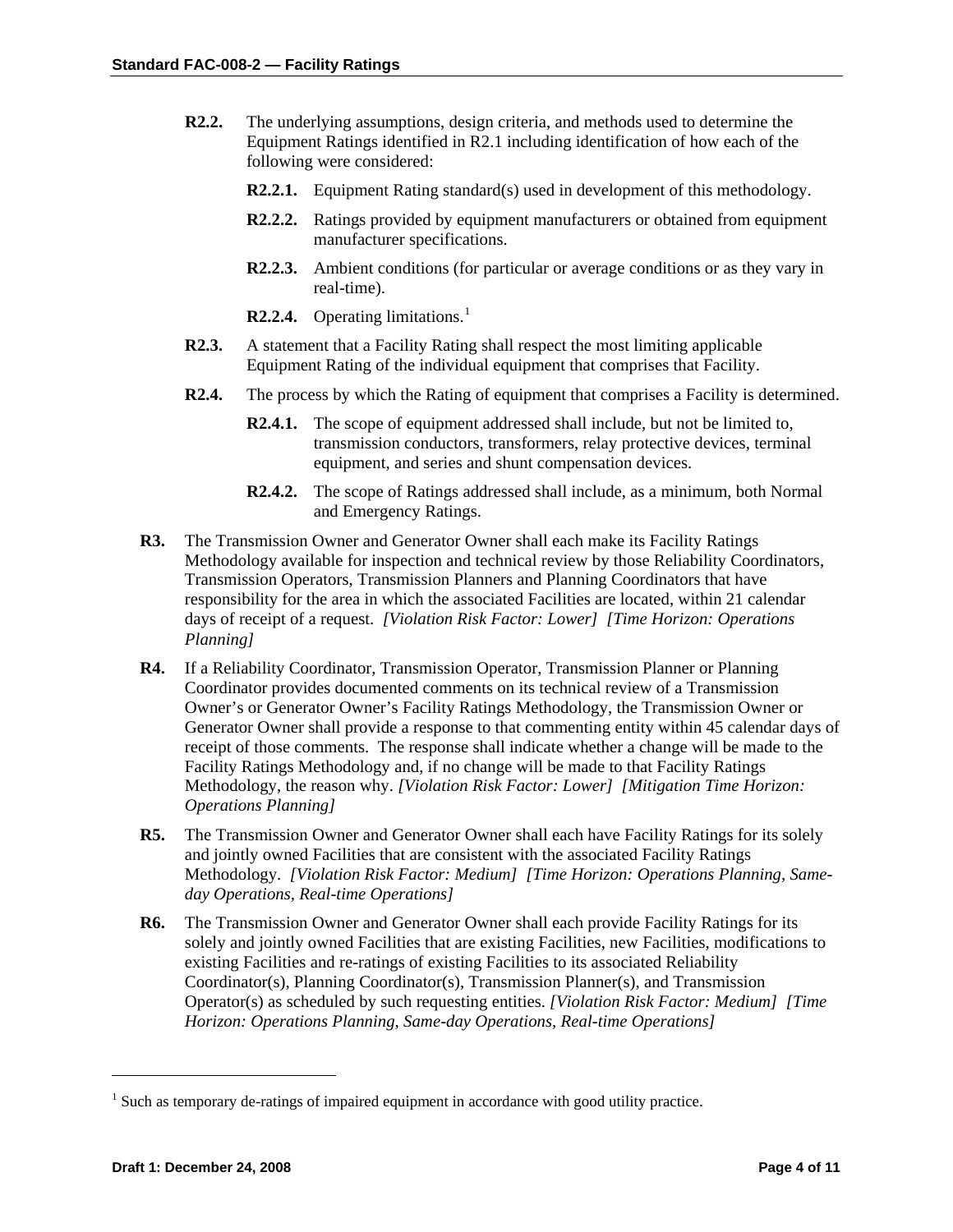**R2.2.** The underlying assumptions, design criteria, and methods used to determine the Equipment Ratings identified in R2.1 including identification of how each of the following were considered:

- **R2.2.1.** Equipment Rating standard(s) used in development of this methodology.
- **R2.2.2.** Ratings provided by equipment manufacturers or obtained from equipment manufacturer specifications.
- **R2.2.3.** Ambient conditions (for particular or average conditions or as they vary in real-time).
- **R2.2.4.** Operating limitations.[1]

**R2.3.** A statement that a Facility Rating shall respect the most limiting applicable Equipment Rating of the individual equipment that comprises that Facility.

**R2.4.** The process by which the Rating of equipment that comprises a Facility is determined.

- **R2.4.1.** The scope of equipment addressed shall include, but not be limited to, transmission conductors, transformers, relay protective devices, terminal equipment, and series and shunt compensation devices.
- **R2.4.2.** The scope of Ratings addressed shall include, as a minimum, both Normal and Emergency Ratings.

**R3.** The Transmission Owner and Generator Owner shall each make its Facility Ratings Methodology available for inspection and technical review by those Reliability Coordinators, Transmission Operators, Transmission Planners and Planning Coordinators that have responsibility for the area in which the associated Facilities are located, within 21 calendar days of receipt of a request. *[Violation Risk Factor: Lower] [Time Horizon: Operations Planning]*

**R4.** If a Reliability Coordinator, Transmission Operator, Transmission Planner or Planning Coordinator provides documented comments on its technical review of a Transmission Owner's or Generator Owner's Facility Ratings Methodology, the Transmission Owner or Generator Owner shall provide a response to that commenting entity within 45 calendar days of receipt of those comments. The response shall indicate whether a change will be made to the Facility Ratings Methodology and, if no change will be made to that Facility Ratings Methodology, the reason why. *[Violation Risk Factor: Lower] [Mitigation Time Horizon: Operations Planning]*

**R5.** The Transmission Owner and Generator Owner shall each have Facility Ratings for its solely and jointly owned Facilities that are consistent with the associated Facility Ratings Methodology. *[Violation Risk Factor: Medium] [Time Horizon: Operations Planning, Same-day Operations, Real-time Operations]*

**R6.** The Transmission Owner and Generator Owner shall each provide Facility Ratings for its solely and jointly owned Facilities that are existing Facilities, new Facilities, modifications to existing Facilities and re-ratings of existing Facilities to its associated Reliability Coordinator(s), Planning Coordinator(s), Transmission Planner(s), and Transmission Operator(s) as scheduled by such requesting entities. *[Violation Risk Factor: Medium] [Time Horizon: Operations Planning, Same-day Operations, Real-time Operations]*

---

[1] Such as temporary de-ratings of impaired equipment in accordance with good utility practice.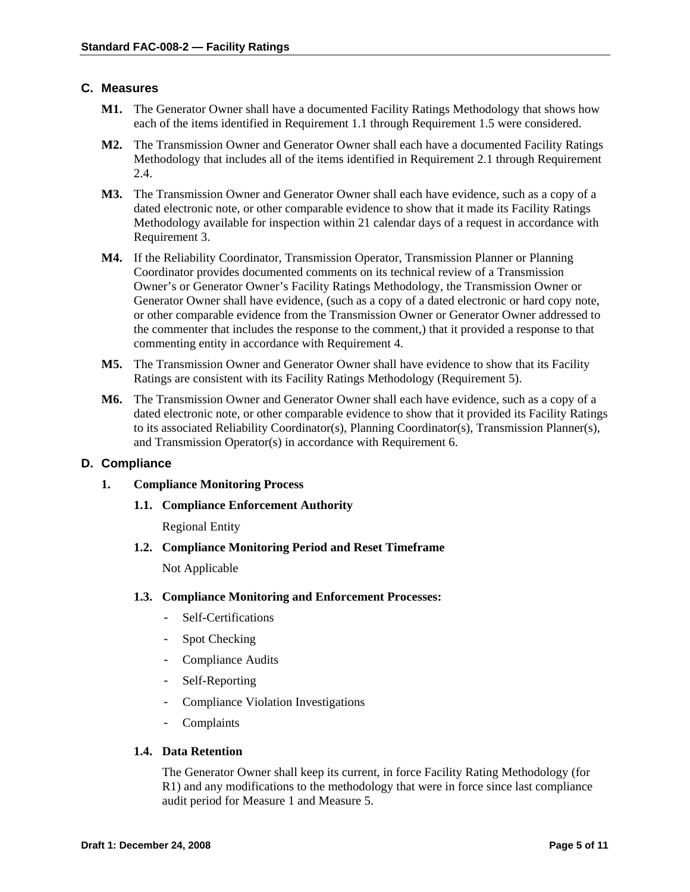## C. Measures

**M1.** The Generator Owner shall have a documented Facility Ratings Methodology that shows how each of the items identified in Requirement 1.1 through Requirement 1.5 were considered.

**M2.** The Transmission Owner and Generator Owner shall each have a documented Facility Ratings Methodology that includes all of the items identified in Requirement 2.1 through Requirement 2.4.

**M3.** The Transmission Owner and Generator Owner shall each have evidence, such as a copy of a dated electronic note, or other comparable evidence to show that it made its Facility Ratings Methodology available for inspection within 21 calendar days of a request in accordance with Requirement 3.

**M4.** If the Reliability Coordinator, Transmission Operator, Transmission Planner or Planning Coordinator provides documented comments on its technical review of a Transmission Owner's or Generator Owner's Facility Ratings Methodology, the Transmission Owner or Generator Owner shall have evidence, (such as a copy of a dated electronic or hard copy note, or other comparable evidence from the Transmission Owner or Generator Owner addressed to the commenter that includes the response to the comment,) that it provided a response to that commenting entity in accordance with Requirement 4.

**M5.** The Transmission Owner and Generator Owner shall have evidence to show that its Facility Ratings are consistent with its Facility Ratings Methodology (Requirement 5).

**M6.** The Transmission Owner and Generator Owner shall each have evidence, such as a copy of a dated electronic note, or other comparable evidence to show that it provided its Facility Ratings to its associated Reliability Coordinator(s), Planning Coordinator(s), Transmission Planner(s), and Transmission Operator(s) in accordance with Requirement 6.

## D. Compliance

**1. Compliance Monitoring Process**

**1.1. Compliance Enforcement Authority**

Regional Entity

**1.2. Compliance Monitoring Period and Reset Timeframe**

Not Applicable

**1.3. Compliance Monitoring and Enforcement Processes:**

- Self-Certifications
- Spot Checking
- Compliance Audits
- Self-Reporting
- Compliance Violation Investigations
- Complaints

**1.4. Data Retention**

The Generator Owner shall keep its current, in force Facility Rating Methodology (for R1) and any modifications to the methodology that were in force since last compliance audit period for Measure 1 and Measure 5.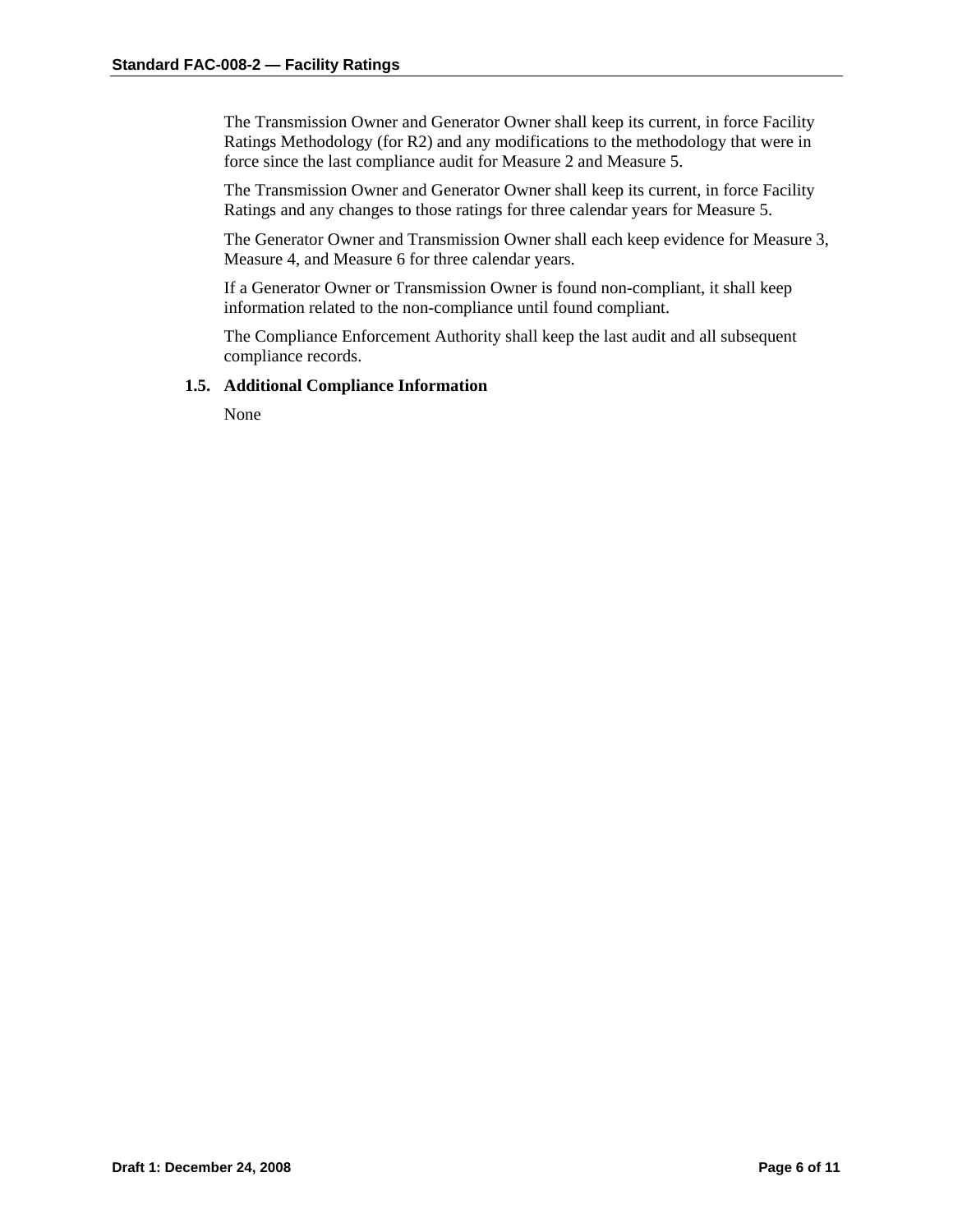The Transmission Owner and Generator Owner shall keep its current, in force Facility Ratings Methodology (for R2) and any modifications to the methodology that were in force since the last compliance audit for Measure 2 and Measure 5.

The Transmission Owner and Generator Owner shall keep its current, in force Facility Ratings and any changes to those ratings for three calendar years for Measure 5.

The Generator Owner and Transmission Owner shall each keep evidence for Measure 3, Measure 4, and Measure 6 for three calendar years.

If a Generator Owner or Transmission Owner is found non-compliant, it shall keep information related to the non-compliance until found compliant.

The Compliance Enforcement Authority shall keep the last audit and all subsequent compliance records.

**1.5. Additional Compliance Information**

None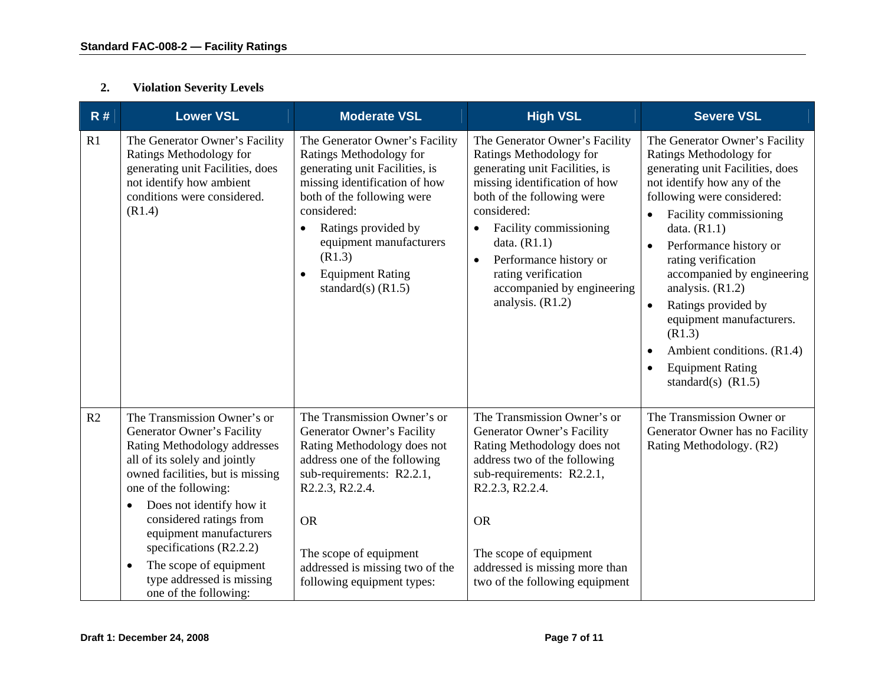## 2. Violation Severity Levels

| R # | Lower VSL | Moderate VSL | High VSL | Severe VSL |
|---|---|---|---|---|
| R1 | The Generator Owner's Facility Ratings Methodology for generating unit Facilities, does not identify how ambient conditions were considered. (R1.4) | The Generator Owner's Facility Ratings Methodology for generating unit Facilities, is missing identification of how both of the following were considered:<br>• Ratings provided by equipment manufacturers (R1.3)<br>• Equipment Rating standard(s) (R1.5) | The Generator Owner's Facility Ratings Methodology for generating unit Facilities, is missing identification of how both of the following were considered:<br>• Facility commissioning data. (R1.1)<br>• Performance history or rating verification accompanied by engineering analysis. (R1.2) | The Generator Owner's Facility Ratings Methodology for generating unit Facilities, does not identify how any of the following were considered:<br>• Facility commissioning data. (R1.1)<br>• Performance history or rating verification accompanied by engineering analysis. (R1.2)<br>• Ratings provided by equipment manufacturers. (R1.3)<br>• Ambient conditions. (R1.4)<br>• Equipment Rating standard(s) (R1.5) |
| R2 | The Transmission Owner's or Generator Owner's Facility Rating Methodology addresses all of its solely and jointly owned facilities, but is missing one of the following:<br>• Does not identify how it considered ratings from equipment manufacturers specifications (R2.2.2)<br>• The scope of equipment type addressed is missing one of the following: | The Transmission Owner's or Generator Owner's Facility Rating Methodology does not address one of the following sub-requirements: R2.2.1, R2.2.3, R2.2.4.<br><br>OR<br><br>The scope of equipment addressed is missing two of the following equipment types: | The Transmission Owner's or Generator Owner's Facility Rating Methodology does not address two of the following sub-requirements: R2.2.1, R2.2.3, R2.2.4.<br><br>OR<br><br>The scope of equipment addressed is missing more than two of the following equipment | The Transmission Owner or Generator Owner has no Facility Rating Methodology. (R2) |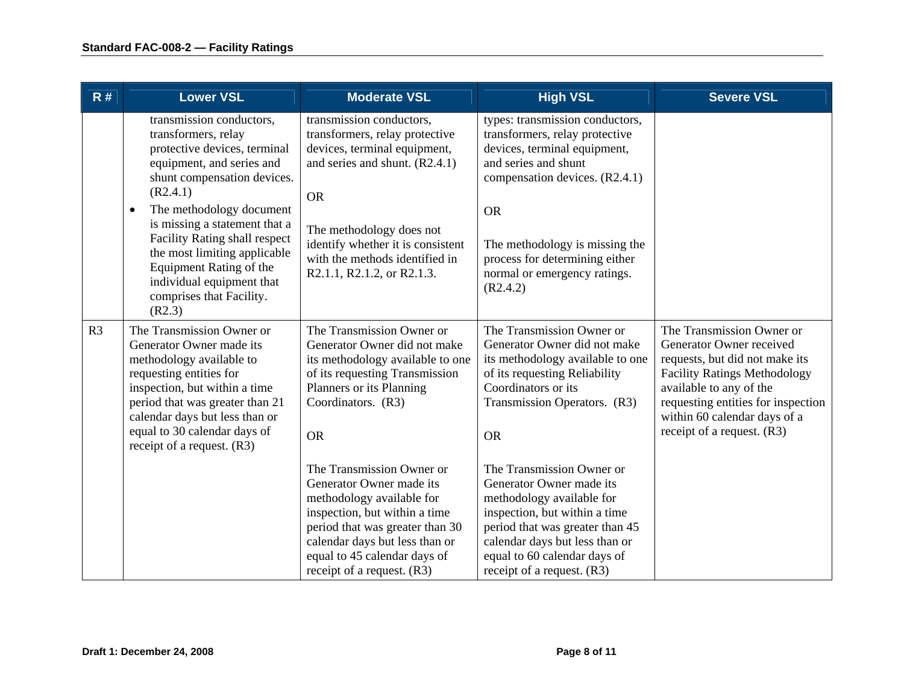| R # | Lower VSL | Moderate VSL | High VSL | Severe VSL |
|---|---|---|---|---|
| | transmission conductors, transformers, relay protective devices, terminal equipment, and series and shunt compensation devices. (R2.4.1)<br>• The methodology document is missing a statement that a Facility Rating shall respect the most limiting applicable Equipment Rating of the individual equipment that comprises that Facility. (R2.3) | transmission conductors, transformers, relay protective devices, terminal equipment, and series and shunt. (R2.4.1)<br><br>OR<br><br>The methodology does not identify whether it is consistent with the methods identified in R2.1.1, R2.1.2, or R2.1.3. | types: transmission conductors, transformers, relay protective devices, terminal equipment, and series and shunt compensation devices. (R2.4.1)<br><br>OR<br><br>The methodology is missing the process for determining either normal or emergency ratings. (R2.4.2) | |
| R3 | The Transmission Owner or Generator Owner made its methodology available to requesting entities for inspection, but within a time period that was greater than 21 calendar days but less than or equal to 30 calendar days of receipt of a request. (R3) | The Transmission Owner or Generator Owner did not make its methodology available to one of its requesting Transmission Planners or its Planning Coordinators. (R3)<br><br>OR<br><br>The Transmission Owner or Generator Owner made its methodology available for inspection, but within a time period that was greater than 30 calendar days but less than or equal to 45 calendar days of receipt of a request. (R3) | The Transmission Owner or Generator Owner did not make its methodology available to one of its requesting Reliability Coordinators or its Transmission Operators. (R3)<br><br>OR<br><br>The Transmission Owner or Generator Owner made its methodology available for inspection, but within a time period that was greater than 45 calendar days but less than or equal to 60 calendar days of receipt of a request. (R3) | The Transmission Owner or Generator Owner received requests, but did not make its Facility Ratings Methodology available to any of the requesting entities for inspection within 60 calendar days of a receipt of a request. (R3) |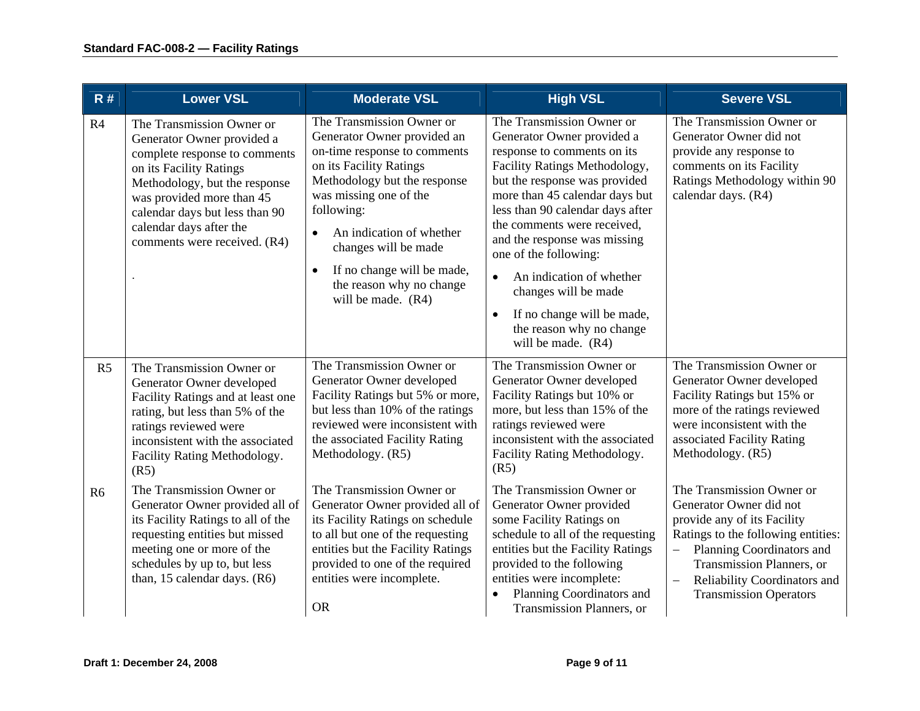| R # | Lower VSL | Moderate VSL | High VSL | Severe VSL |
|---|---|---|---|---|
| R4 | The Transmission Owner or Generator Owner provided a complete response to comments on its Facility Ratings Methodology, but the response was provided more than 45 calendar days but less than 90 calendar days after the comments were received. (R4)<br><br>. | The Transmission Owner or Generator Owner provided an on-time response to comments on its Facility Ratings Methodology but the response was missing one of the following:<br>• An indication of whether changes will be made<br>• If no change will be made, the reason why no change will be made. (R4) | The Transmission Owner or Generator Owner provided a response to comments on its Facility Ratings Methodology, but the response was provided more than 45 calendar days but less than 90 calendar days after the comments were received, and the response was missing one of the following:<br>• An indication of whether changes will be made<br>• If no change will be made, the reason why no change will be made. (R4) | The Transmission Owner or Generator Owner did not provide any response to comments on its Facility Ratings Methodology within 90 calendar days. (R4) |
| R5 | The Transmission Owner or Generator Owner developed Facility Ratings and at least one rating, but less than 5% of the ratings reviewed were inconsistent with the associated Facility Rating Methodology. (R5) | The Transmission Owner or Generator Owner developed Facility Ratings but 5% or more, but less than 10% of the ratings reviewed were inconsistent with the associated Facility Rating Methodology. (R5) | The Transmission Owner or Generator Owner developed Facility Ratings but 10% or more, but less than 15% of the ratings reviewed were inconsistent with the associated Facility Rating Methodology. (R5) | The Transmission Owner or Generator Owner developed Facility Ratings but 15% or more of the ratings reviewed were inconsistent with the associated Facility Rating Methodology. (R5) |
| R6 | The Transmission Owner or Generator Owner provided all of its Facility Ratings to all of the requesting entities but missed meeting one or more of the schedules by up to, but less than, 15 calendar days. (R6) | The Transmission Owner or Generator Owner provided all of its Facility Ratings on schedule to all but one of the requesting entities but the Facility Ratings provided to one of the required entities were incomplete.<br><br>OR | The Transmission Owner or Generator Owner provided some Facility Ratings on schedule to all of the requesting entities but the Facility Ratings provided to the following entities were incomplete:<br>• Planning Coordinators and Transmission Planners, or | The Transmission Owner or Generator Owner did not provide any of its Facility Ratings to the following entities:<br>– Planning Coordinators and Transmission Planners, or<br>– Reliability Coordinators and Transmission Operators |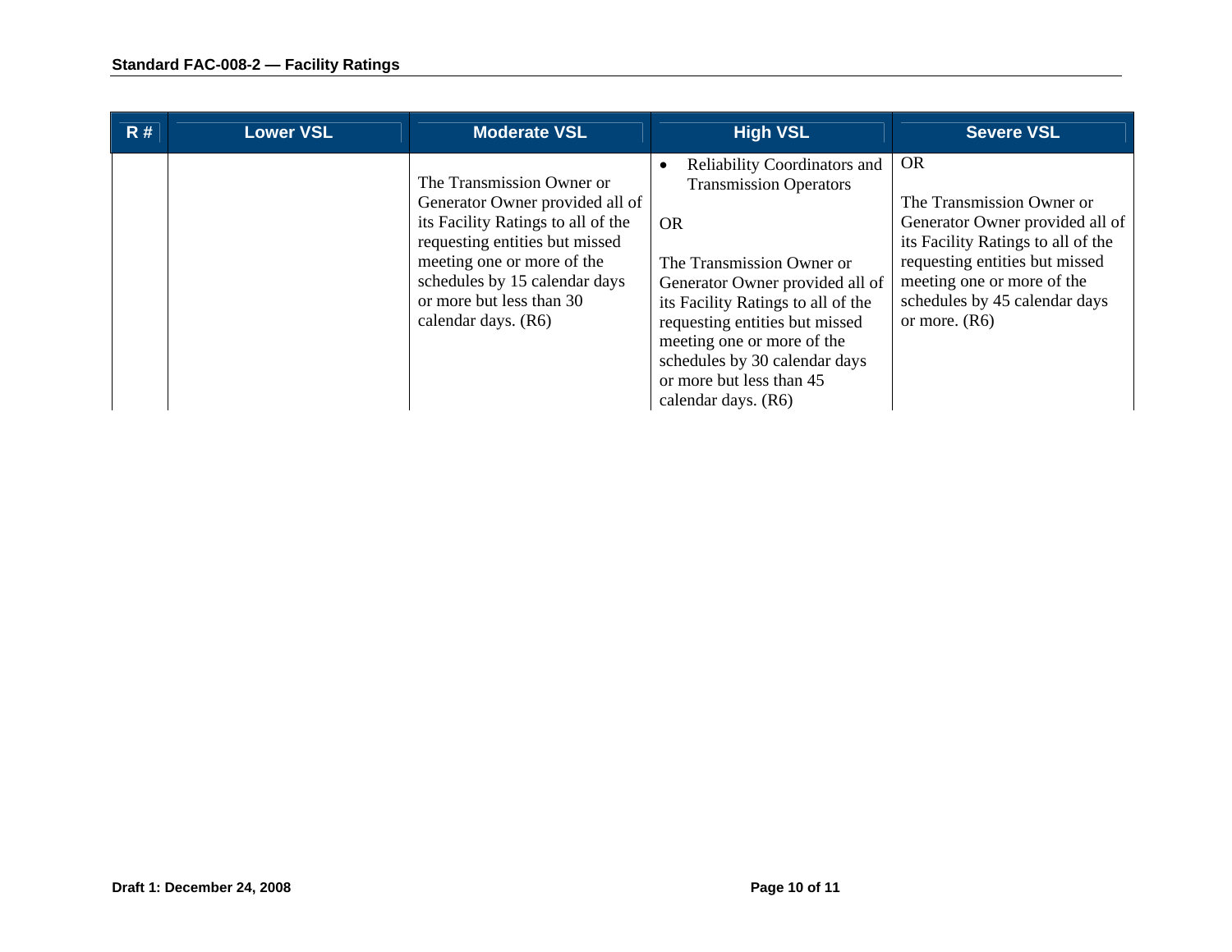| R # | Lower VSL | Moderate VSL | High VSL | Severe VSL |
|---|---|---|---|---|
| | | The Transmission Owner or Generator Owner provided all of its Facility Ratings to all of the requesting entities but missed meeting one or more of the schedules by 15 calendar days or more but less than 30 calendar days. (R6) | • Reliability Coordinators and Transmission Operators<br><br>OR<br><br>The Transmission Owner or Generator Owner provided all of its Facility Ratings to all of the requesting entities but missed meeting one or more of the schedules by 30 calendar days or more but less than 45 calendar days. (R6) | OR<br><br>The Transmission Owner or Generator Owner provided all of its Facility Ratings to all of the requesting entities but missed meeting one or more of the schedules by 45 calendar days or more. (R6) |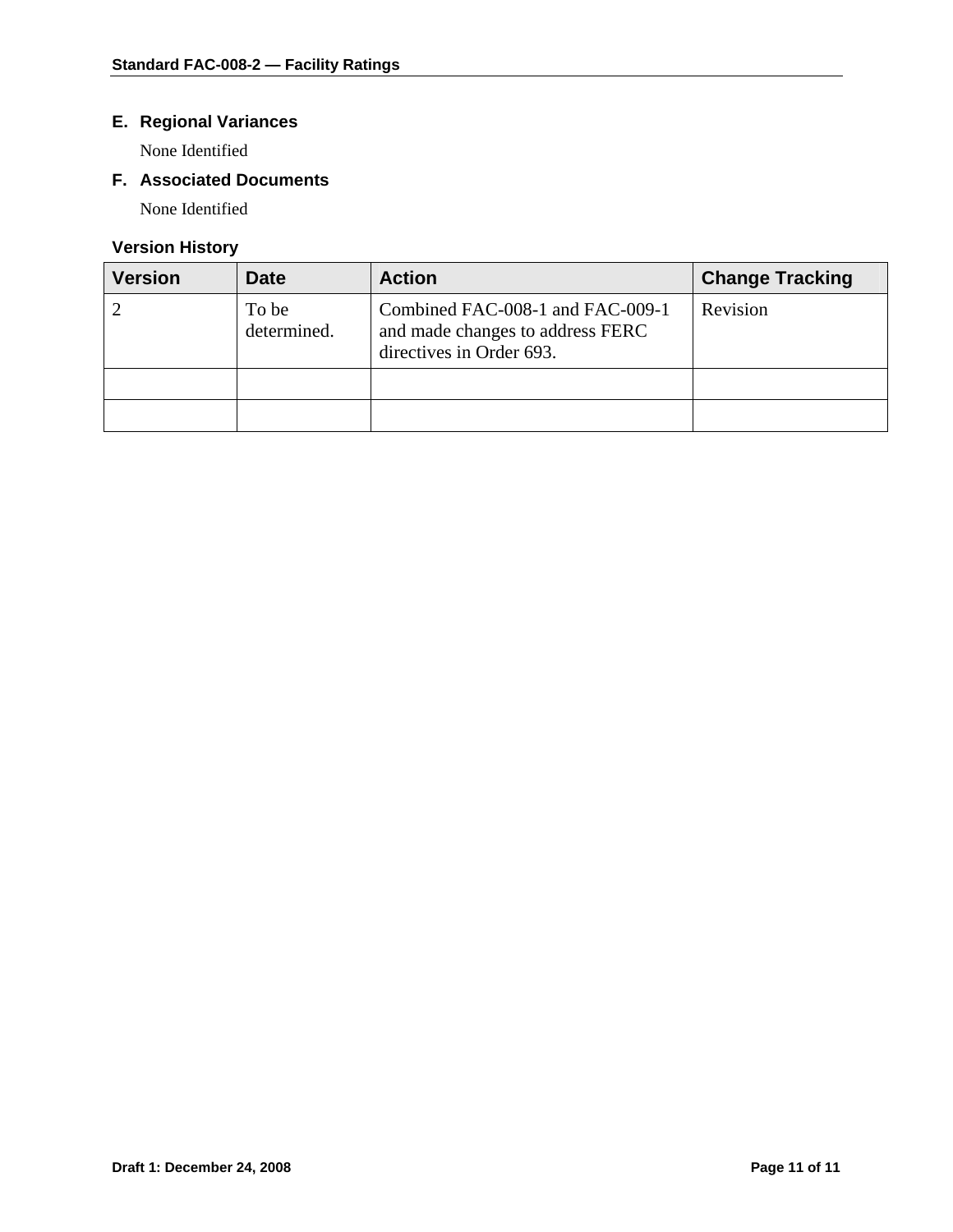## E. Regional Variances

None Identified

## F. Associated Documents

None Identified

### Version History

| Version | Date | Action | Change Tracking |
|---|---|---|---|
| 2 | To be determined. | Combined FAC-008-1 and FAC-009-1 and made changes to address FERC directives in Order 693. | Revision |
| | | | |
| | | | |